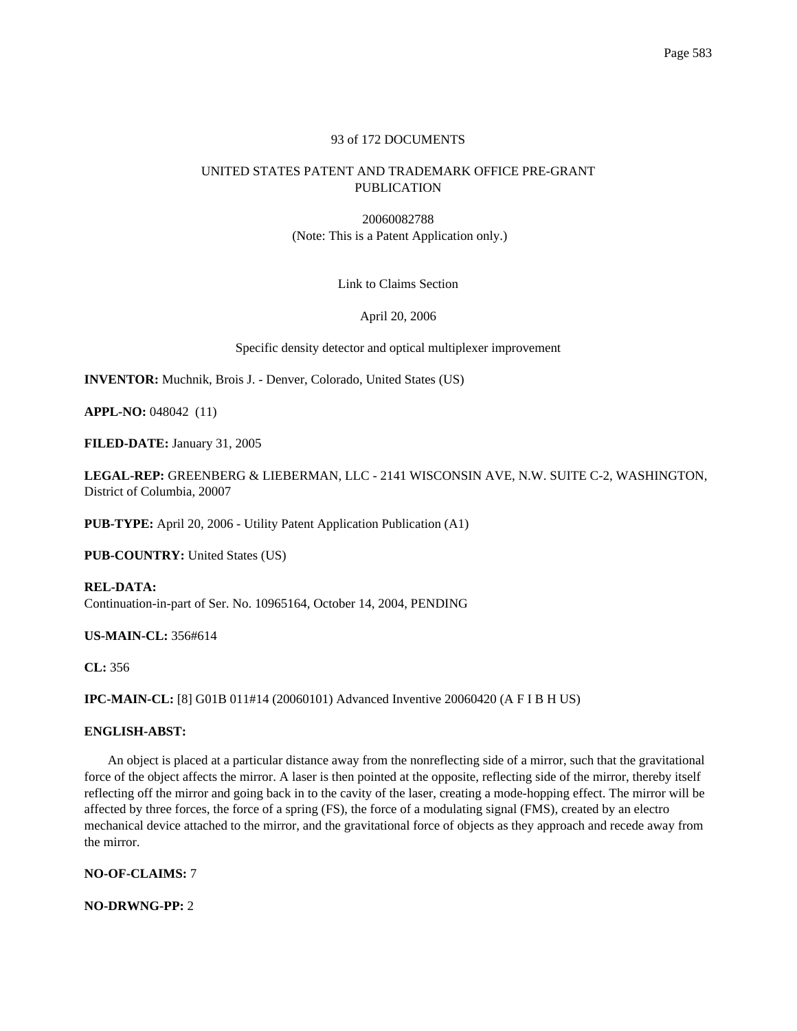93 of 172 DOCUMENTS

UNITED STATES PATENT AND TRADEMARK OFFICE PRE-GRANT PUBLICATION

20060082788
(Note: This is a Patent Application only.)

Link to Claims Section

April 20, 2006

Specific density detector and optical multiplexer improvement

**INVENTOR:** Muchnik, Brois J. - Denver, Colorado, United States (US)

**APPL-NO:** 048042 (11)

**FILED-DATE:** January 31, 2005

**LEGAL-REP:** GREENBERG & LIEBERMAN, LLC - 2141 WISCONSIN AVE, N.W. SUITE C-2, WASHINGTON, District of Columbia, 20007

**PUB-TYPE:** April 20, 2006 - Utility Patent Application Publication (A1)

**PUB-COUNTRY:** United States (US)

**REL-DATA:**
Continuation-in-part of Ser. No. 10965164, October 14, 2004, PENDING

**US-MAIN-CL:** 356#614

**CL:** 356

**IPC-MAIN-CL:** [8] G01B 011#14 (20060101) Advanced Inventive 20060420 (A F I B H US)

**ENGLISH-ABST:**

An object is placed at a particular distance away from the nonreflecting side of a mirror, such that the gravitational force of the object affects the mirror. A laser is then pointed at the opposite, reflecting side of the mirror, thereby itself reflecting off the mirror and going back in to the cavity of the laser, creating a mode-hopping effect. The mirror will be affected by three forces, the force of a spring (FS), the force of a modulating signal (FMS), created by an electro mechanical device attached to the mirror, and the gravitational force of objects as they approach and recede away from the mirror.

**NO-OF-CLAIMS:** 7

**NO-DRWNG-PP:** 2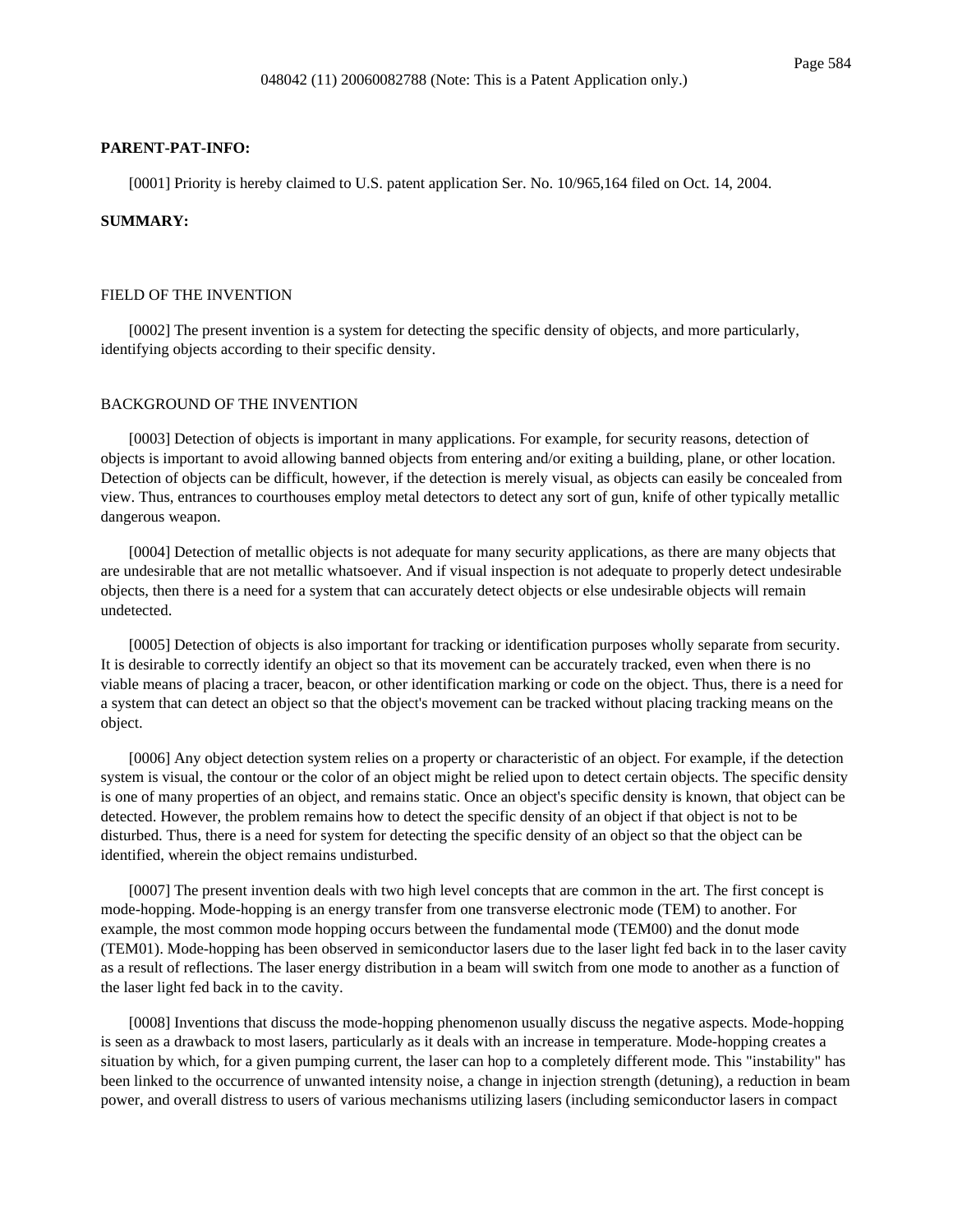048042 (11) 20060082788 (Note: This is a Patent Application only.)

**PARENT-PAT-INFO:**

[0001] Priority is hereby claimed to U.S. patent application Ser. No. 10/965,164 filed on Oct. 14, 2004.

**SUMMARY:**

FIELD OF THE INVENTION

[0002] The present invention is a system for detecting the specific density of objects, and more particularly, identifying objects according to their specific density.

BACKGROUND OF THE INVENTION

[0003] Detection of objects is important in many applications. For example, for security reasons, detection of objects is important to avoid allowing banned objects from entering and/or exiting a building, plane, or other location. Detection of objects can be difficult, however, if the detection is merely visual, as objects can easily be concealed from view. Thus, entrances to courthouses employ metal detectors to detect any sort of gun, knife of other typically metallic dangerous weapon.

[0004] Detection of metallic objects is not adequate for many security applications, as there are many objects that are undesirable that are not metallic whatsoever. And if visual inspection is not adequate to properly detect undesirable objects, then there is a need for a system that can accurately detect objects or else undesirable objects will remain undetected.

[0005] Detection of objects is also important for tracking or identification purposes wholly separate from security. It is desirable to correctly identify an object so that its movement can be accurately tracked, even when there is no viable means of placing a tracer, beacon, or other identification marking or code on the object. Thus, there is a need for a system that can detect an object so that the object's movement can be tracked without placing tracking means on the object.

[0006] Any object detection system relies on a property or characteristic of an object. For example, if the detection system is visual, the contour or the color of an object might be relied upon to detect certain objects. The specific density is one of many properties of an object, and remains static. Once an object's specific density is known, that object can be detected. However, the problem remains how to detect the specific density of an object if that object is not to be disturbed. Thus, there is a need for system for detecting the specific density of an object so that the object can be identified, wherein the object remains undisturbed.

[0007] The present invention deals with two high level concepts that are common in the art. The first concept is mode-hopping. Mode-hopping is an energy transfer from one transverse electronic mode (TEM) to another. For example, the most common mode hopping occurs between the fundamental mode (TEM00) and the donut mode (TEM01). Mode-hopping has been observed in semiconductor lasers due to the laser light fed back in to the laser cavity as a result of reflections. The laser energy distribution in a beam will switch from one mode to another as a function of the laser light fed back in to the cavity.

[0008] Inventions that discuss the mode-hopping phenomenon usually discuss the negative aspects. Mode-hopping is seen as a drawback to most lasers, particularly as it deals with an increase in temperature. Mode-hopping creates a situation by which, for a given pumping current, the laser can hop to a completely different mode. This "instability" has been linked to the occurrence of unwanted intensity noise, a change in injection strength (detuning), a reduction in beam power, and overall distress to users of various mechanisms utilizing lasers (including semiconductor lasers in compact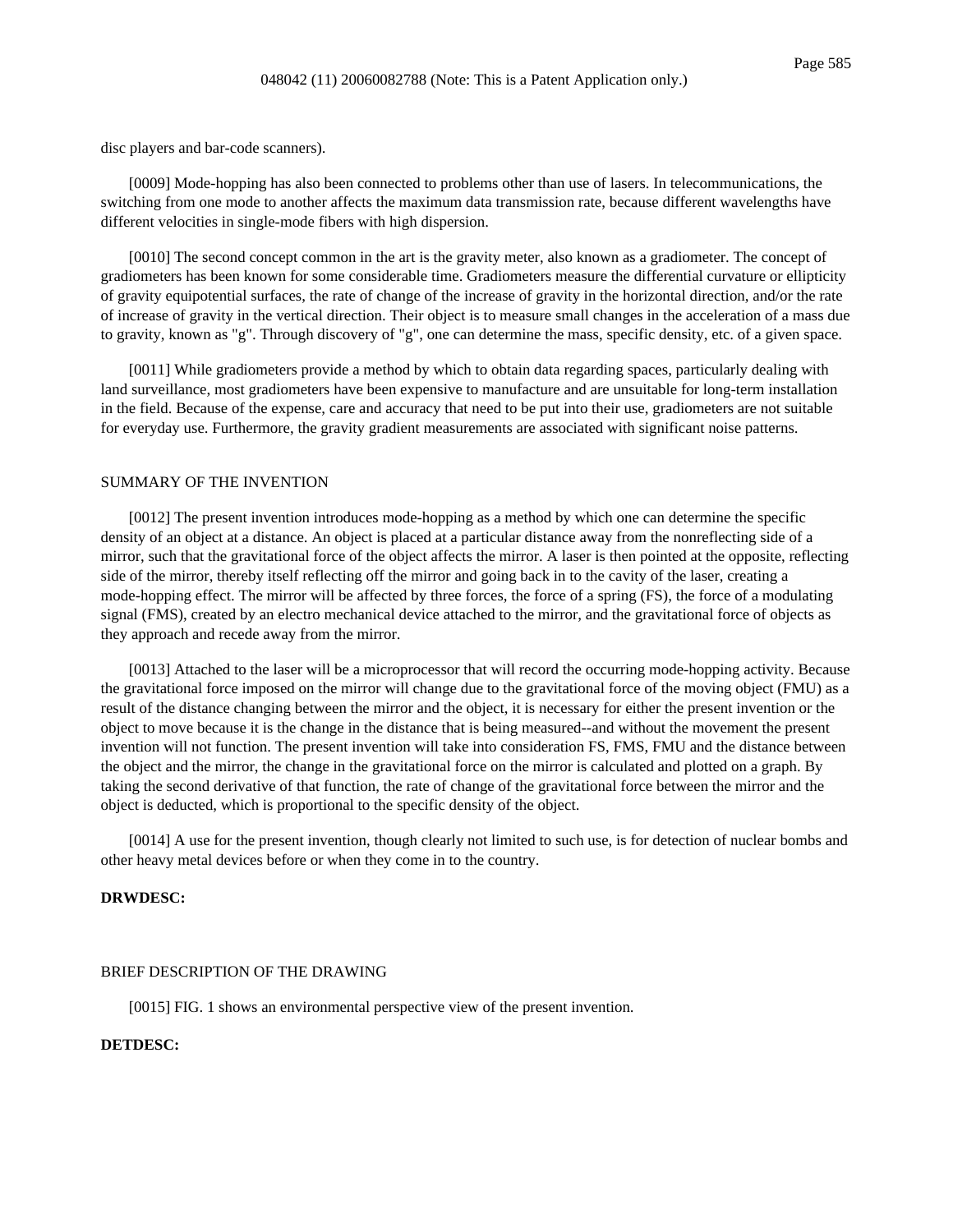disc players and bar-code scanners).

[0009] Mode-hopping has also been connected to problems other than use of lasers. In telecommunications, the switching from one mode to another affects the maximum data transmission rate, because different wavelengths have different velocities in single-mode fibers with high dispersion.

[0010] The second concept common in the art is the gravity meter, also known as a gradiometer. The concept of gradiometers has been known for some considerable time. Gradiometers measure the differential curvature or ellipticity of gravity equipotential surfaces, the rate of change of the increase of gravity in the horizontal direction, and/or the rate of increase of gravity in the vertical direction. Their object is to measure small changes in the acceleration of a mass due to gravity, known as "g". Through discovery of "g", one can determine the mass, specific density, etc. of a given space.

[0011] While gradiometers provide a method by which to obtain data regarding spaces, particularly dealing with land surveillance, most gradiometers have been expensive to manufacture and are unsuitable for long-term installation in the field. Because of the expense, care and accuracy that need to be put into their use, gradiometers are not suitable for everyday use. Furthermore, the gravity gradient measurements are associated with significant noise patterns.

## SUMMARY OF THE INVENTION

[0012] The present invention introduces mode-hopping as a method by which one can determine the specific density of an object at a distance. An object is placed at a particular distance away from the nonreflecting side of a mirror, such that the gravitational force of the object affects the mirror. A laser is then pointed at the opposite, reflecting side of the mirror, thereby itself reflecting off the mirror and going back in to the cavity of the laser, creating a mode-hopping effect. The mirror will be affected by three forces, the force of a spring (FS), the force of a modulating signal (FMS), created by an electro mechanical device attached to the mirror, and the gravitational force of objects as they approach and recede away from the mirror.

[0013] Attached to the laser will be a microprocessor that will record the occurring mode-hopping activity. Because the gravitational force imposed on the mirror will change due to the gravitational force of the moving object (FMU) as a result of the distance changing between the mirror and the object, it is necessary for either the present invention or the object to move because it is the change in the distance that is being measured--and without the movement the present invention will not function. The present invention will take into consideration FS, FMS, FMU and the distance between the object and the mirror, the change in the gravitational force on the mirror is calculated and plotted on a graph. By taking the second derivative of that function, the rate of change of the gravitational force between the mirror and the object is deducted, which is proportional to the specific density of the object.

[0014] A use for the present invention, though clearly not limited to such use, is for detection of nuclear bombs and other heavy metal devices before or when they come in to the country.

**DRWDESC:**

## BRIEF DESCRIPTION OF THE DRAWING

[0015] FIG. 1 shows an environmental perspective view of the present invention.

**DETDESC:**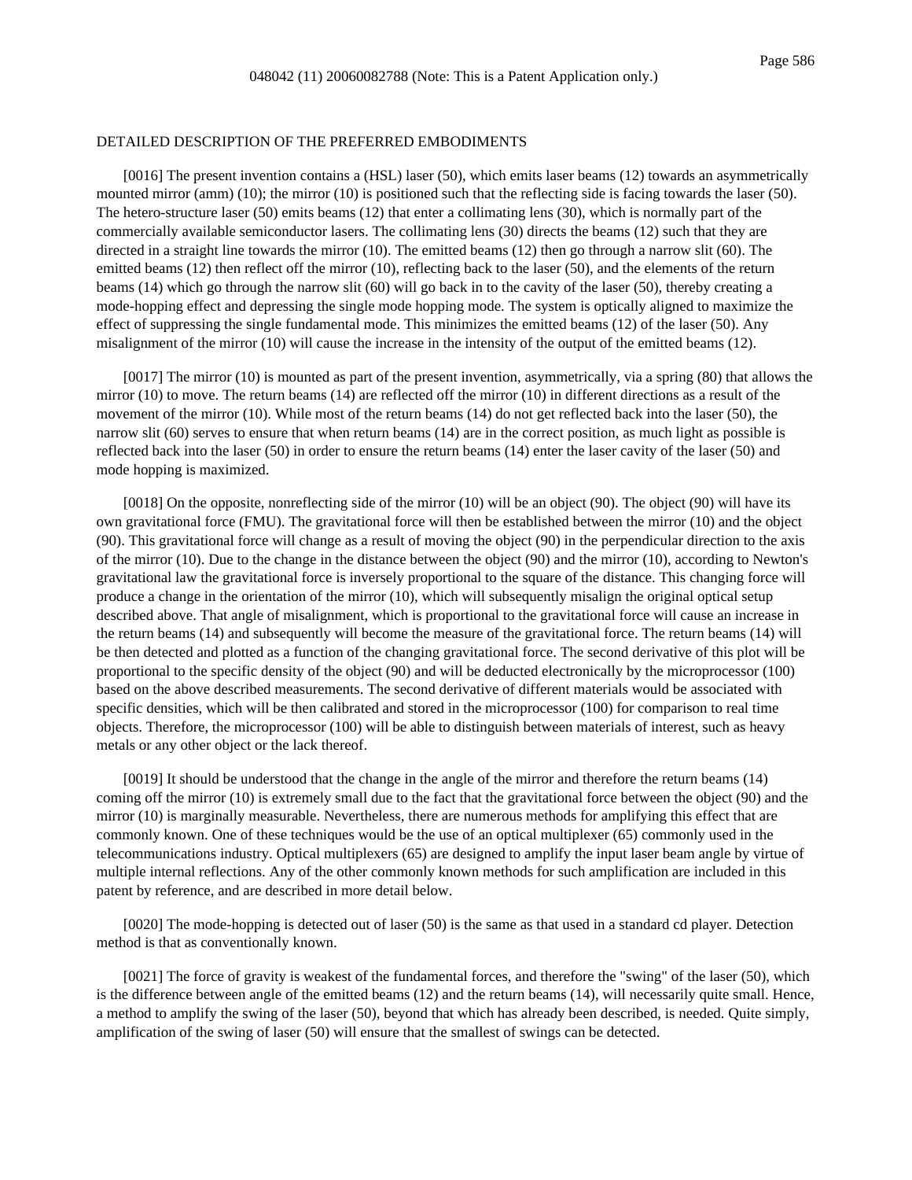## DETAILED DESCRIPTION OF THE PREFERRED EMBODIMENTS

[0016] The present invention contains a (HSL) laser (50), which emits laser beams (12) towards an asymmetrically mounted mirror (amm) (10); the mirror (10) is positioned such that the reflecting side is facing towards the laser (50). The hetero-structure laser (50) emits beams (12) that enter a collimating lens (30), which is normally part of the commercially available semiconductor lasers. The collimating lens (30) directs the beams (12) such that they are directed in a straight line towards the mirror (10). The emitted beams (12) then go through a narrow slit (60). The emitted beams (12) then reflect off the mirror (10), reflecting back to the laser (50), and the elements of the return beams (14) which go through the narrow slit (60) will go back in to the cavity of the laser (50), thereby creating a mode-hopping effect and depressing the single mode hopping mode. The system is optically aligned to maximize the effect of suppressing the single fundamental mode. This minimizes the emitted beams (12) of the laser (50). Any misalignment of the mirror (10) will cause the increase in the intensity of the output of the emitted beams (12).

[0017] The mirror (10) is mounted as part of the present invention, asymmetrically, via a spring (80) that allows the mirror (10) to move. The return beams (14) are reflected off the mirror (10) in different directions as a result of the movement of the mirror (10). While most of the return beams (14) do not get reflected back into the laser (50), the narrow slit (60) serves to ensure that when return beams (14) are in the correct position, as much light as possible is reflected back into the laser (50) in order to ensure the return beams (14) enter the laser cavity of the laser (50) and mode hopping is maximized.

[0018] On the opposite, nonreflecting side of the mirror (10) will be an object (90). The object (90) will have its own gravitational force (FMU). The gravitational force will then be established between the mirror (10) and the object (90). This gravitational force will change as a result of moving the object (90) in the perpendicular direction to the axis of the mirror (10). Due to the change in the distance between the object (90) and the mirror (10), according to Newton's gravitational law the gravitational force is inversely proportional to the square of the distance. This changing force will produce a change in the orientation of the mirror (10), which will subsequently misalign the original optical setup described above. That angle of misalignment, which is proportional to the gravitational force will cause an increase in the return beams (14) and subsequently will become the measure of the gravitational force. The return beams (14) will be then detected and plotted as a function of the changing gravitational force. The second derivative of this plot will be proportional to the specific density of the object (90) and will be deducted electronically by the microprocessor (100) based on the above described measurements. The second derivative of different materials would be associated with specific densities, which will be then calibrated and stored in the microprocessor (100) for comparison to real time objects. Therefore, the microprocessor (100) will be able to distinguish between materials of interest, such as heavy metals or any other object or the lack thereof.

[0019] It should be understood that the change in the angle of the mirror and therefore the return beams (14) coming off the mirror (10) is extremely small due to the fact that the gravitational force between the object (90) and the mirror (10) is marginally measurable. Nevertheless, there are numerous methods for amplifying this effect that are commonly known. One of these techniques would be the use of an optical multiplexer (65) commonly used in the telecommunications industry. Optical multiplexers (65) are designed to amplify the input laser beam angle by virtue of multiple internal reflections. Any of the other commonly known methods for such amplification are included in this patent by reference, and are described in more detail below.

[0020] The mode-hopping is detected out of laser (50) is the same as that used in a standard cd player. Detection method is that as conventionally known.

[0021] The force of gravity is weakest of the fundamental forces, and therefore the "swing" of the laser (50), which is the difference between angle of the emitted beams (12) and the return beams (14), will necessarily quite small. Hence, a method to amplify the swing of the laser (50), beyond that which has already been described, is needed. Quite simply, amplification of the swing of laser (50) will ensure that the smallest of swings can be detected.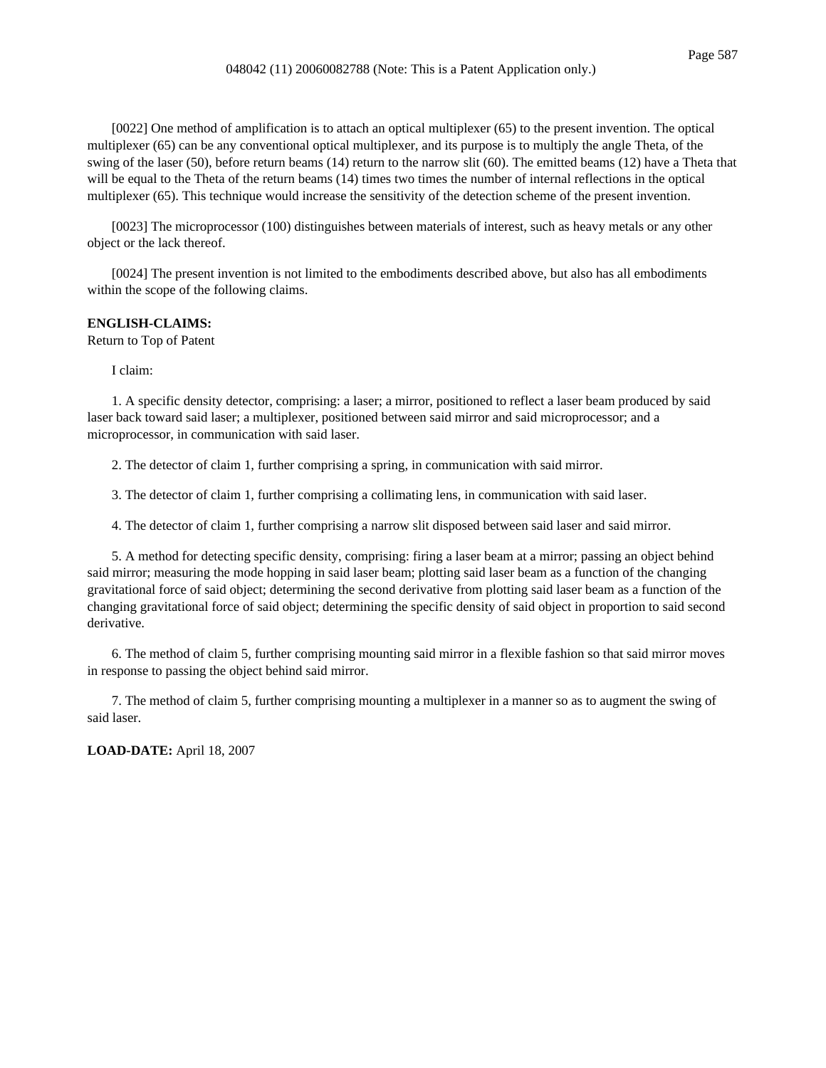[0022] One method of amplification is to attach an optical multiplexer (65) to the present invention. The optical multiplexer (65) can be any conventional optical multiplexer, and its purpose is to multiply the angle Theta, of the swing of the laser (50), before return beams (14) return to the narrow slit (60). The emitted beams (12) have a Theta that will be equal to the Theta of the return beams (14) times two times the number of internal reflections in the optical multiplexer (65). This technique would increase the sensitivity of the detection scheme of the present invention.

[0023] The microprocessor (100) distinguishes between materials of interest, such as heavy metals or any other object or the lack thereof.

[0024] The present invention is not limited to the embodiments described above, but also has all embodiments within the scope of the following claims.

**ENGLISH-CLAIMS:**
Return to Top of Patent

I claim:

1. A specific density detector, comprising: a laser; a mirror, positioned to reflect a laser beam produced by said laser back toward said laser; a multiplexer, positioned between said mirror and said microprocessor; and a microprocessor, in communication with said laser.

2. The detector of claim 1, further comprising a spring, in communication with said mirror.

3. The detector of claim 1, further comprising a collimating lens, in communication with said laser.

4. The detector of claim 1, further comprising a narrow slit disposed between said laser and said mirror.

5. A method for detecting specific density, comprising: firing a laser beam at a mirror; passing an object behind said mirror; measuring the mode hopping in said laser beam; plotting said laser beam as a function of the changing gravitational force of said object; determining the second derivative from plotting said laser beam as a function of the changing gravitational force of said object; determining the specific density of said object in proportion to said second derivative.

6. The method of claim 5, further comprising mounting said mirror in a flexible fashion so that said mirror moves in response to passing the object behind said mirror.

7. The method of claim 5, further comprising mounting a multiplexer in a manner so as to augment the swing of said laser.

**LOAD-DATE:** April 18, 2007